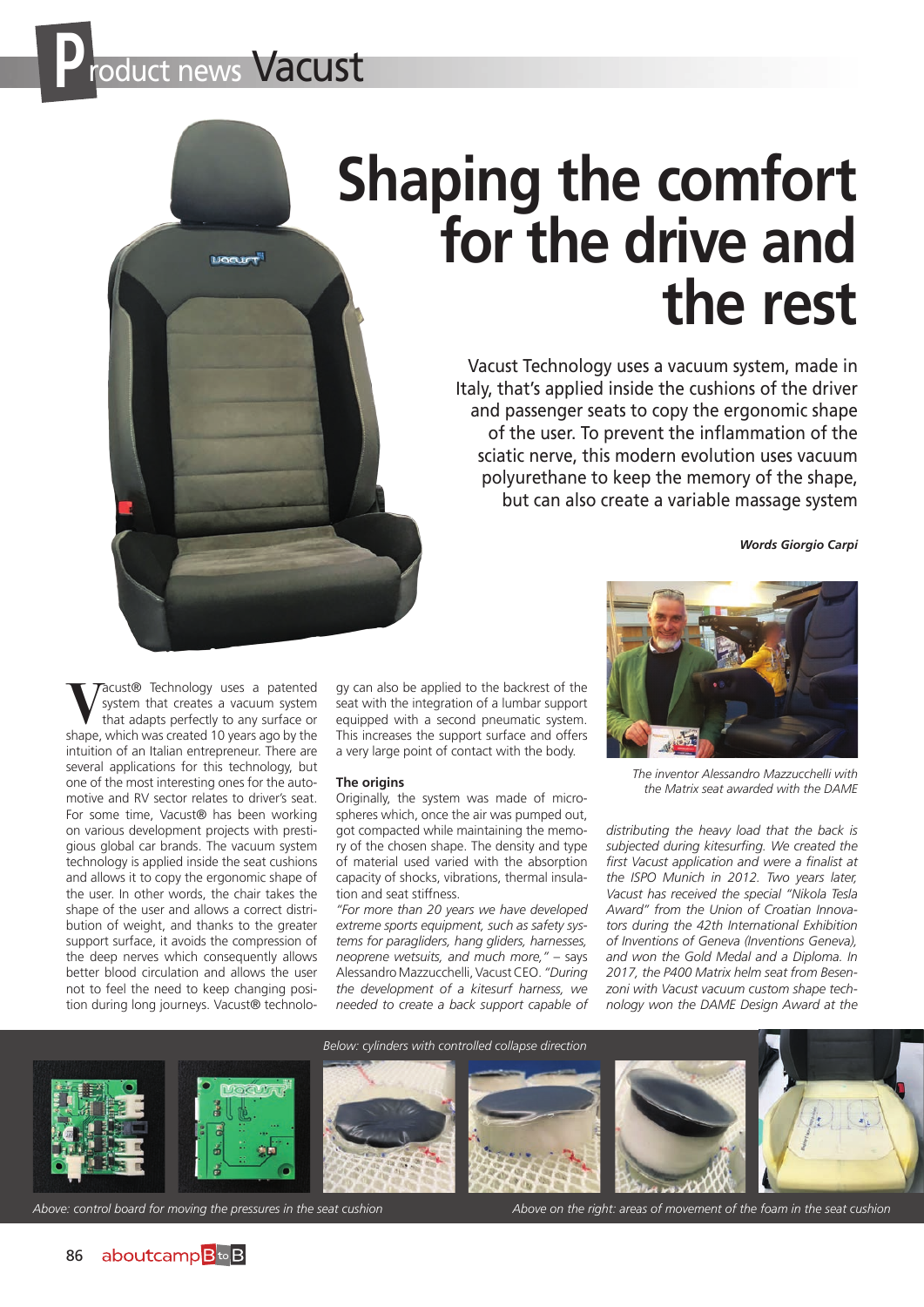# Shaping the comfort for the drive and the rest

Vacust Technology uses a vacuum system, made in Italy, that's applied inside the cushions of the driver and passenger seats to copy the ergonomic shape of the user. To prevent the inflammation of the sciatic nerve, this modern evolution uses vacuum polyurethane to keep the memory of the shape, but can also create a variable massage system

***Words Giorgio Carpi***

Vacust® Technology uses a patented system that creates a vacuum system that adapts perfectly to any surface or shape, which was created 10 years ago by the intuition of an Italian entrepreneur. There are several applications for this technology, but one of the most interesting ones for the automotive and RV sector relates to driver's seat. For some time, Vacust® has been working on various development projects with prestigious global car brands. The vacuum system technology is applied inside the seat cushions and allows it to copy the ergonomic shape of the user. In other words, the chair takes the shape of the user and allows a correct distribution of weight, and thanks to the greater support surface, it avoids the compression of the deep nerves which consequently allows better blood circulation and allows the user not to feel the need to keep changing position during long journeys. Vacust® technology can also be applied to the backrest of the seat with the integration of a lumbar support equipped with a second pneumatic system. This increases the support surface and offers a very large point of contact with the body.

### The origins

Originally, the system was made of microspheres which, once the air was pumped out, got compacted while maintaining the memory of the chosen shape. The density and type of material used varied with the absorption capacity of shocks, vibrations, thermal insulation and seat stiffness.

*"For more than 20 years we have developed extreme sports equipment, such as safety systems for paragliders, hang gliders, harnesses, neoprene wetsuits, and much more," –* says Alessandro Mazzucchelli, Vacust CEO. *"During the development of a kitesurf harness, we needed to create a back support capable of distributing the heavy load that the back is subjected during kitesurfing. We created the first Vacust application and were a finalist at the ISPO Munich in 2012. Two years later, Vacust has received the special "Nikola Tesla Award" from the Union of Croatian Innovators during the 42th International Exhibition of Inventions of Geneva (Inventions Geneva), and won the Gold Medal and a Diploma. In 2017, the P400 Matrix helm seat from Besenzoni with Vacust vacuum custom shape technology won the DAME Design Award at the*

The inventor Alessandro Mazzucchelli with the Matrix seat awarded with the DAME

Below: cylinders with controlled collapse direction

Above: control board for moving the pressures in the seat cushion

Above on the right: areas of movement of the foam in the seat cushion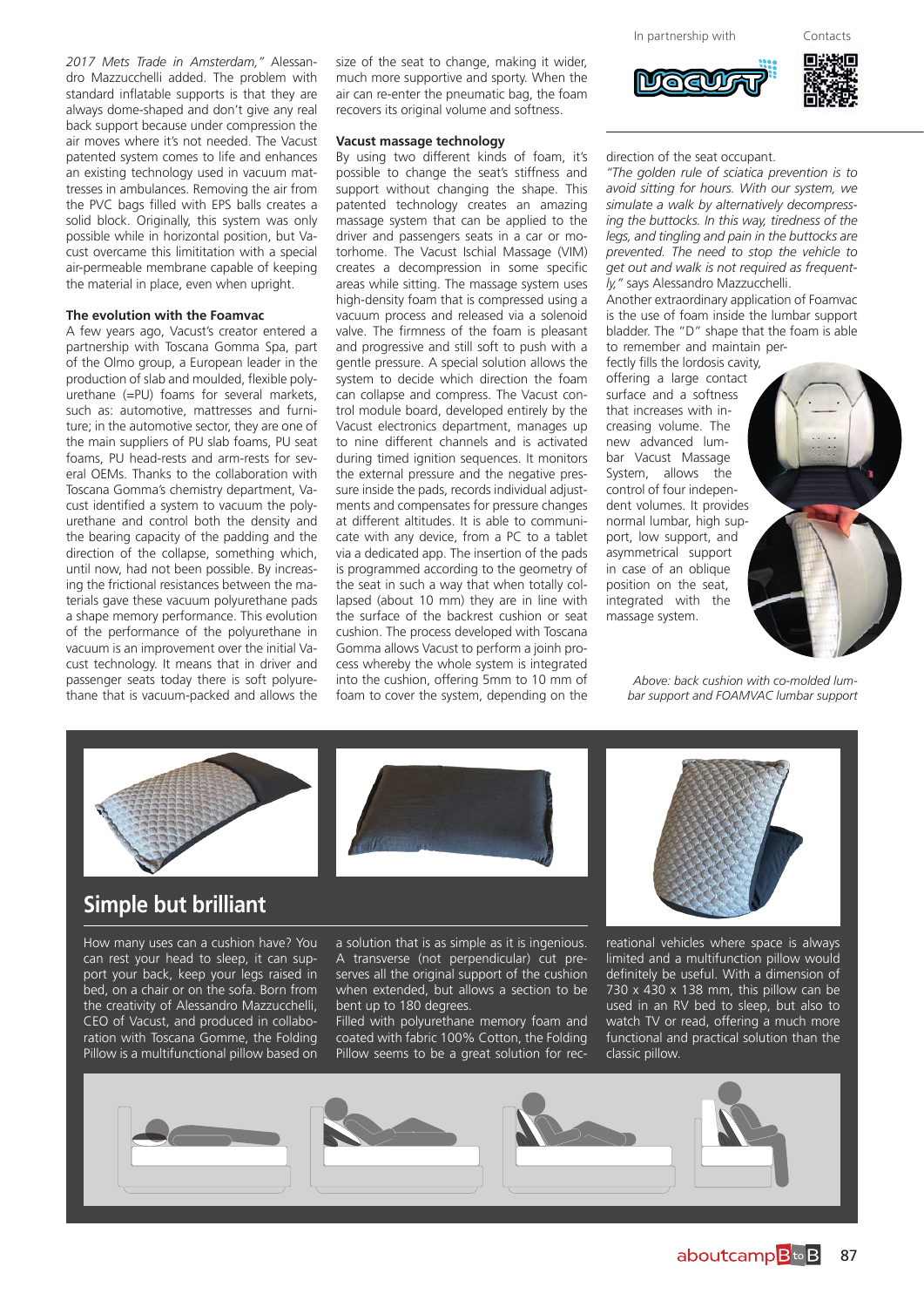2017 Mets Trade in Amsterdam," Alessandro Mazzucchelli added. The problem with standard inflatable supports is that they are always dome-shaped and don't give any real back support because under compression the air moves where it's not needed. The Vacust patented system comes to life and enhances an existing technology used in vacuum mattresses in ambulances. Removing the air from the PVC bags filled with EPS balls creates a solid block. Originally, this system was only possible while in horizontal position, but Vacust overcame this limititation with a special air-permeable membrane capable of keeping the material in place, even when upright.

### The evolution with the Foamvac

A few years ago, Vacust's creator entered a partnership with Toscana Gomma Spa, part of the Olmo group, a European leader in the production of slab and moulded, flexible polyurethane (=PU) foams for several markets, such as: automotive, mattresses and furniture; in the automotive sector, they are one of the main suppliers of PU slab foams, PU seat foams, PU head-rests and arm-rests for several OEMs. Thanks to the collaboration with Toscana Gomma's chemistry department, Vacust identified a system to vacuum the polyurethane and control both the density and the bearing capacity of the padding and the direction of the collapse, something which, until now, had not been possible. By increasing the frictional resistances between the materials gave these vacuum polyurethane pads a shape memory performance. This evolution of the performance of the polyurethane in vacuum is an improvement over the initial Vacust technology. It means that in driver and passenger seats today there is soft polyurethane that is vacuum-packed and allows the size of the seat to change, making it wider, much more supportive and sporty. When the air can re-enter the pneumatic bag, the foam recovers its original volume and softness.

### Vacust massage technology

By using two different kinds of foam, it's possible to change the seat's stiffness and support without changing the shape. This patented technology creates an amazing massage system that can be applied to the driver and passengers seats in a car or motorhome. The Vacust Ischial Massage (VIM) creates a decompression in some specific areas while sitting. The massage system uses high-density foam that is compressed using a vacuum process and released via a solenoid valve. The firmness of the foam is pleasant and progressive and still soft to push with a gentle pressure. A special solution allows the system to decide which direction the foam can collapse and compress. The Vacust control module board, developed entirely by the Vacust electronics department, manages up to nine different channels and is activated during timed ignition sequences. It monitors the external pressure and the negative pressure inside the pads, records individual adjustments and compensates for pressure changes at different altitudes. It is able to communicate with any device, from a PC to a tablet via a dedicated app. The insertion of the pads is programmed according to the geometry of the seat in such a way that when totally collapsed (about 10 mm) they are in line with the surface of the backrest cushion or seat cushion. The process developed with Toscana Gomma allows Vacust to perform a joinh process whereby the whole system is integrated into the cushion, offering 5mm to 10 mm of foam to cover the system, depending on the direction of the seat occupant.

*"The golden rule of sciatica prevention is to avoid sitting for hours. With our system, we simulate a walk by alternatively decompressing the buttocks. In this way, tiredness of the legs, and tingling and pain in the buttocks are prevented. The need to stop the vehicle to get out and walk is not required as frequently,"* says Alessandro Mazzucchelli.

Another extraordinary application of Foamvac is the use of foam inside the lumbar support bladder. The "D" shape that the foam is able to remember and maintain perfectly fills the lordosis cavity, offering a large contact surface and a softness that increases with increasing volume. The new advanced lumbar Vacust Massage System, allows the control of four independent volumes. It provides normal lumbar, high support, low support, and asymmetrical support in case of an oblique position on the seat, integrated with the massage system.

*Above: back cushion with co-molded lumbar support and FOAMVAC lumbar support*

## Simple but brilliant

How many uses can a cushion have? You can rest your head to sleep, it can support your back, keep your legs raised in bed, on a chair or on the sofa. Born from the creativity of Alessandro Mazzucchelli, CEO of Vacust, and produced in collaboration with Toscana Gomme, the Folding Pillow is a multifunctional pillow based on a solution that is as simple as it is ingenious. A transverse (not perpendicular) cut preserves all the original support of the cushion when extended, but allows a section to be bent up to 180 degrees.

Filled with polyurethane memory foam and coated with fabric 100% Cotton, the Folding Pillow seems to be a great solution for recreational vehicles where space is always limited and a multifunction pillow would definitely be useful. With a dimension of 730 x 430 x 138 mm, this pillow can be used in an RV bed to sleep, but also to watch TV or read, offering a much more functional and practical solution than the classic pillow.